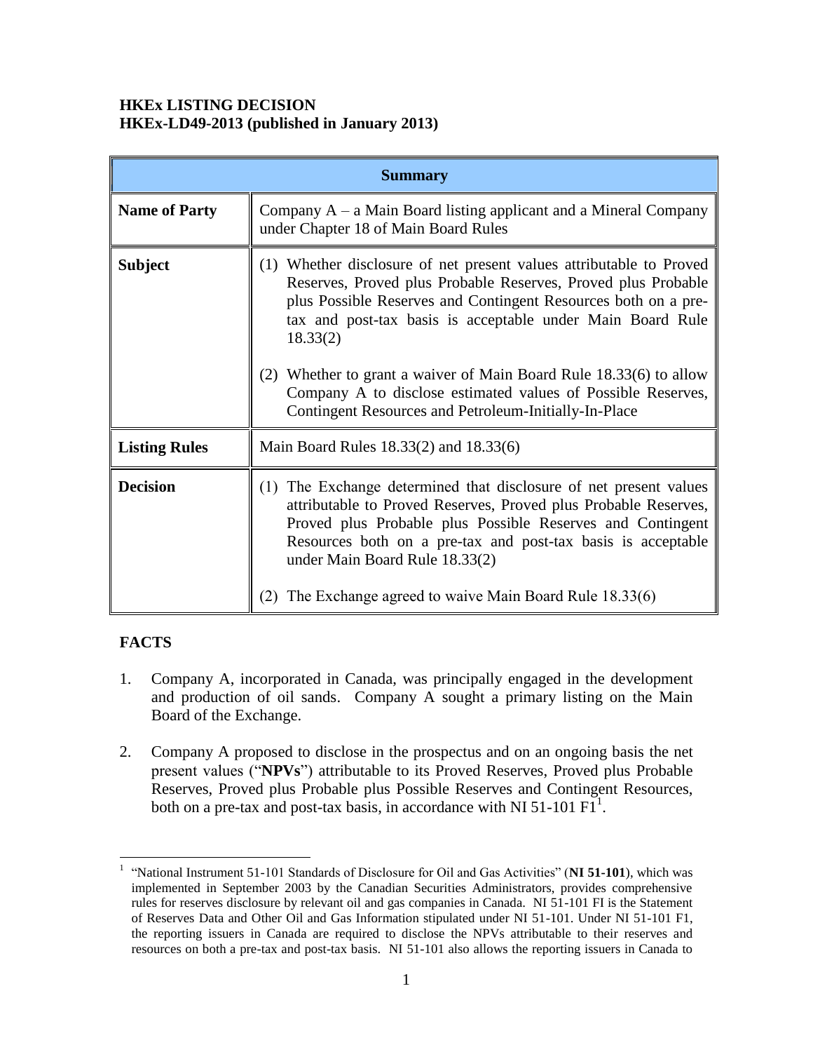**HKEx LISTING DECISION**
**HKEx-LD49-2013 (published in January 2013)**

| Summary | |
|---|---|
| **Name of Party** | Company A – a Main Board listing applicant and a Mineral Company under Chapter 18 of Main Board Rules |
| **Subject** | (1) Whether disclosure of net present values attributable to Proved Reserves, Proved plus Probable Reserves, Proved plus Probable plus Possible Reserves and Contingent Resources both on a pre-tax and post-tax basis is acceptable under Main Board Rule 18.33(2)<br><br>(2) Whether to grant a waiver of Main Board Rule 18.33(6) to allow Company A to disclose estimated values of Possible Reserves, Contingent Resources and Petroleum-Initially-In-Place |
| **Listing Rules** | Main Board Rules 18.33(2) and 18.33(6) |
| **Decision** | (1) The Exchange determined that disclosure of net present values attributable to Proved Reserves, Proved plus Probable Reserves, Proved plus Probable plus Possible Reserves and Contingent Resources both on a pre-tax and post-tax basis is acceptable under Main Board Rule 18.33(2)<br><br>(2) The Exchange agreed to waive Main Board Rule 18.33(6) |

**FACTS**

1. Company A, incorporated in Canada, was principally engaged in the development and production of oil sands. Company A sought a primary listing on the Main Board of the Exchange.

2. Company A proposed to disclose in the prospectus and on an ongoing basis the net present values ("**NPVs**") attributable to its Proved Reserves, Proved plus Probable Reserves, Proved plus Probable plus Possible Reserves and Contingent Resources, both on a pre-tax and post-tax basis, in accordance with NI 51-101 F1[1].

[1] "National Instrument 51-101 Standards of Disclosure for Oil and Gas Activities" (**NI 51-101**), which was implemented in September 2003 by the Canadian Securities Administrators, provides comprehensive rules for reserves disclosure by relevant oil and gas companies in Canada. NI 51-101 FI is the Statement of Reserves Data and Other Oil and Gas Information stipulated under NI 51-101. Under NI 51-101 F1, the reporting issuers in Canada are required to disclose the NPVs attributable to their reserves and resources on both a pre-tax and post-tax basis. NI 51-101 also allows the reporting issuers in Canada to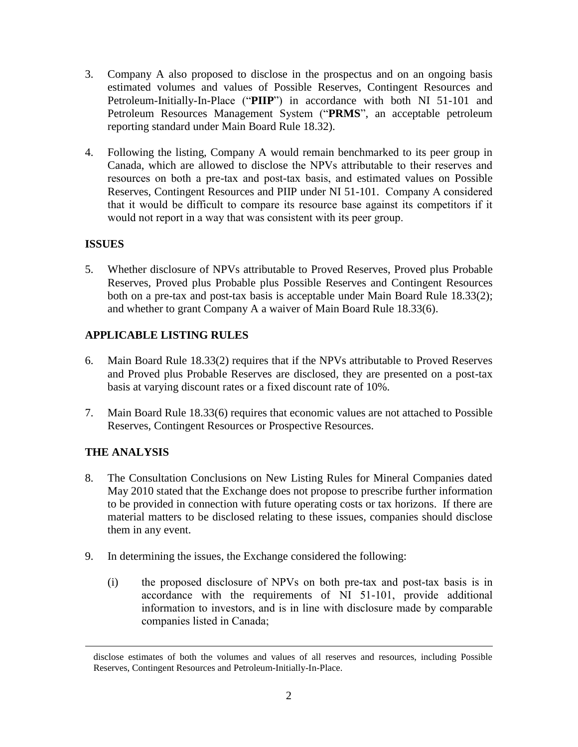3. Company A also proposed to disclose in the prospectus and on an ongoing basis estimated volumes and values of Possible Reserves, Contingent Resources and Petroleum-Initially-In-Place ("**PIIP**") in accordance with both NI 51-101 and Petroleum Resources Management System ("**PRMS**", an acceptable petroleum reporting standard under Main Board Rule 18.32).

4. Following the listing, Company A would remain benchmarked to its peer group in Canada, which are allowed to disclose the NPVs attributable to their reserves and resources on both a pre-tax and post-tax basis, and estimated values on Possible Reserves, Contingent Resources and PIIP under NI 51-101. Company A considered that it would be difficult to compare its resource base against its competitors if it would not report in a way that was consistent with its peer group.

## ISSUES

5. Whether disclosure of NPVs attributable to Proved Reserves, Proved plus Probable Reserves, Proved plus Probable plus Possible Reserves and Contingent Resources both on a pre-tax and post-tax basis is acceptable under Main Board Rule 18.33(2); and whether to grant Company A a waiver of Main Board Rule 18.33(6).

## APPLICABLE LISTING RULES

6. Main Board Rule 18.33(2) requires that if the NPVs attributable to Proved Reserves and Proved plus Probable Reserves are disclosed, they are presented on a post-tax basis at varying discount rates or a fixed discount rate of 10%.

7. Main Board Rule 18.33(6) requires that economic values are not attached to Possible Reserves, Contingent Resources or Prospective Resources.

## THE ANALYSIS

8. The Consultation Conclusions on New Listing Rules for Mineral Companies dated May 2010 stated that the Exchange does not propose to prescribe further information to be provided in connection with future operating costs or tax horizons. If there are material matters to be disclosed relating to these issues, companies should disclose them in any event.

9. In determining the issues, the Exchange considered the following:

   (i) the proposed disclosure of NPVs on both pre-tax and post-tax basis is in accordance with the requirements of NI 51-101, provide additional information to investors, and is in line with disclosure made by comparable companies listed in Canada;

---

disclose estimates of both the volumes and values of all reserves and resources, including Possible Reserves, Contingent Resources and Petroleum-Initially-In-Place.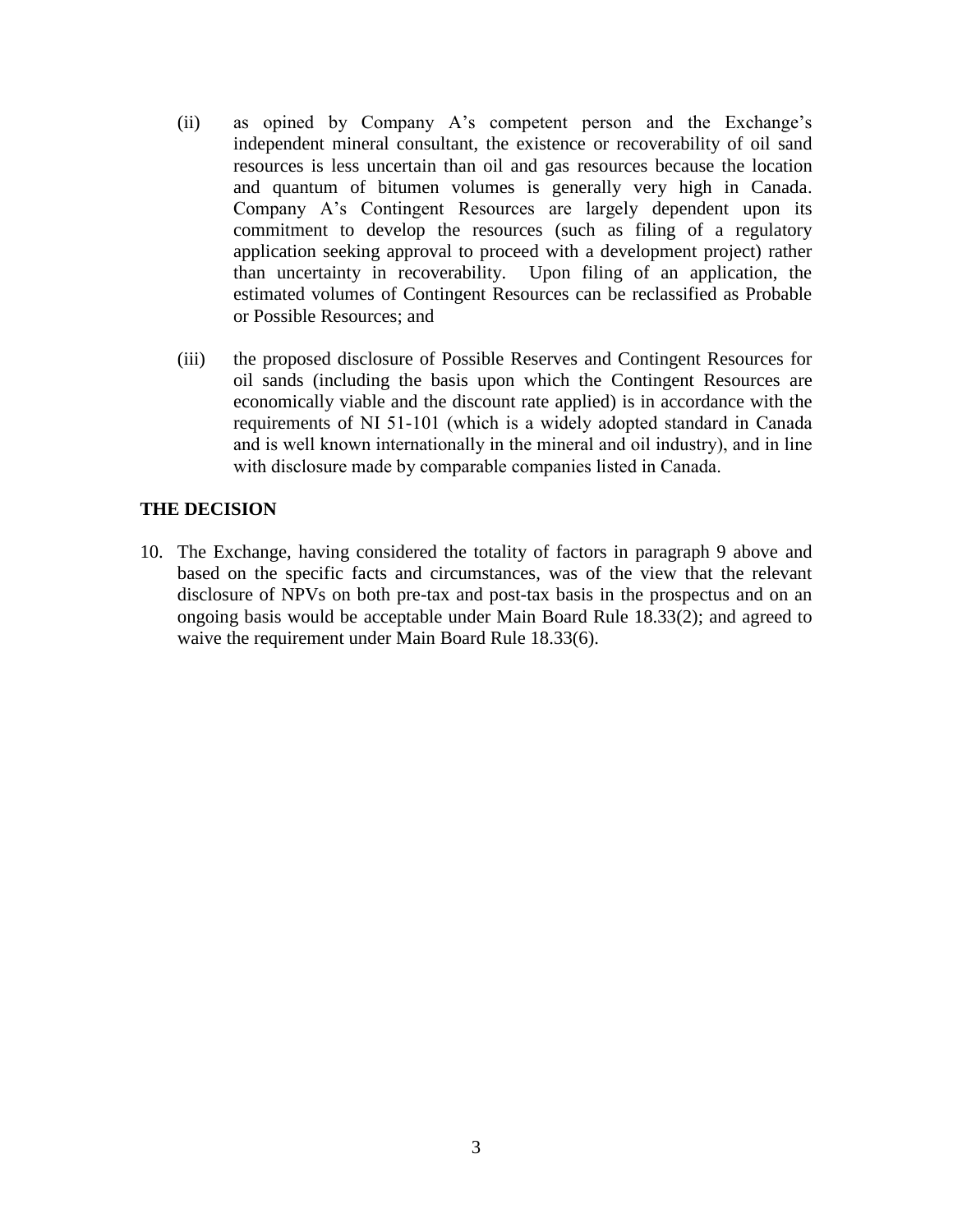(ii) as opined by Company A's competent person and the Exchange's independent mineral consultant, the existence or recoverability of oil sand resources is less uncertain than oil and gas resources because the location and quantum of bitumen volumes is generally very high in Canada. Company A's Contingent Resources are largely dependent upon its commitment to develop the resources (such as filing of a regulatory application seeking approval to proceed with a development project) rather than uncertainty in recoverability. Upon filing of an application, the estimated volumes of Contingent Resources can be reclassified as Probable or Possible Resources; and

(iii) the proposed disclosure of Possible Reserves and Contingent Resources for oil sands (including the basis upon which the Contingent Resources are economically viable and the discount rate applied) is in accordance with the requirements of NI 51-101 (which is a widely adopted standard in Canada and is well known internationally in the mineral and oil industry), and in line with disclosure made by comparable companies listed in Canada.

**THE DECISION**

10. The Exchange, having considered the totality of factors in paragraph 9 above and based on the specific facts and circumstances, was of the view that the relevant disclosure of NPVs on both pre-tax and post-tax basis in the prospectus and on an ongoing basis would be acceptable under Main Board Rule 18.33(2); and agreed to waive the requirement under Main Board Rule 18.33(6).